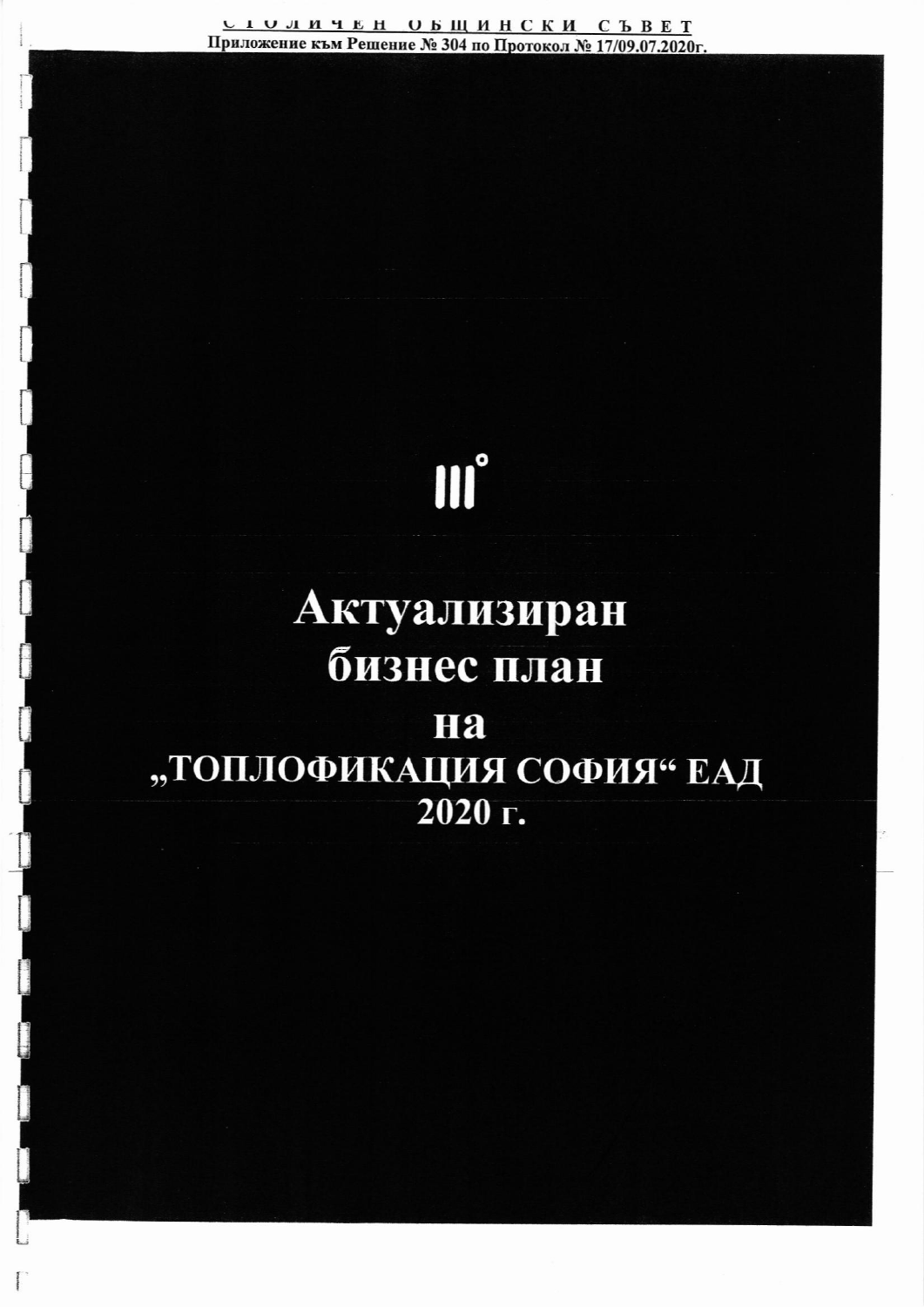СТОЛИЧЕН ОБЩИНСКИ СЪВЕТ

Приложение към Решение № 304 по Протокол № 17/09.07.2020г.

# Актуализиран бизнес план на „ТОПЛОФИКАЦИЯ СОФИЯ“ ЕАД 2020 г.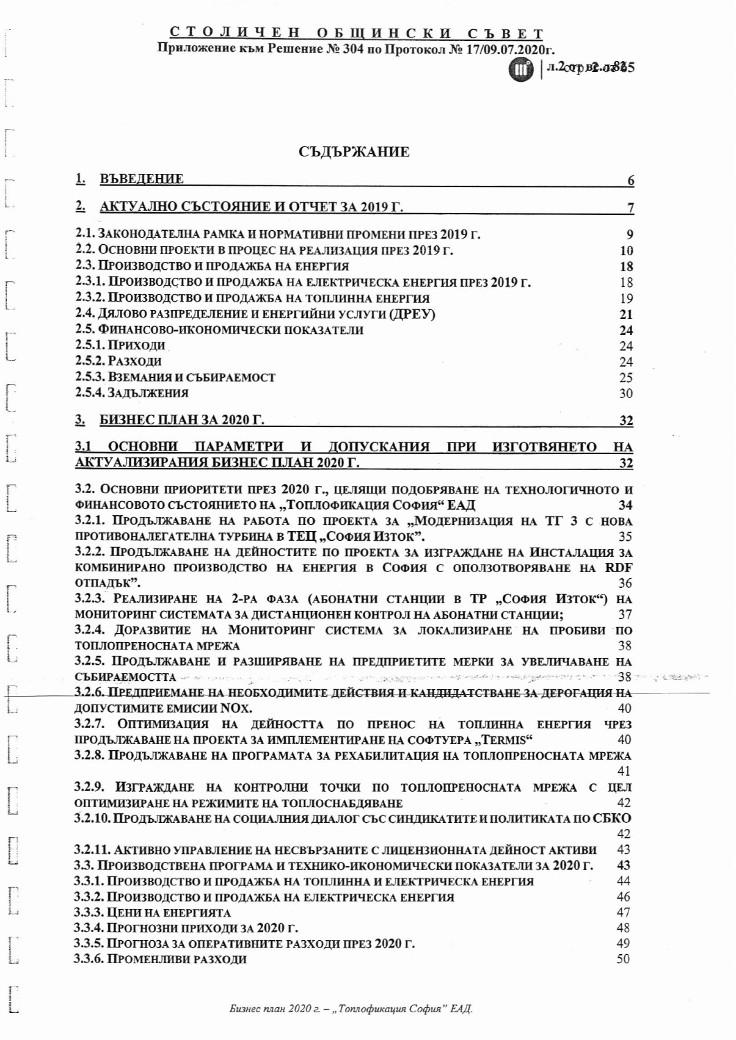**СТОЛИЧЕН ОБЩИНСКИ СЪВЕТ**
**Приложение към Решение № 304 по Протокол № 17/09.07.2020г.**

# СЪДЪРЖАНИЕ

| | |
|---|---|
| **1. ВЪВЕДЕНИЕ** | **6** |
| **2. АКТУАЛНО СЪСТОЯНИЕ И ОТЧЕТ ЗА 2019 Г.** | **7** |
| 2.1. ЗАКОНОДАТЕЛНА РАМКА И НОРМАТИВНИ ПРОМЕНИ ПРЕЗ 2019 Г. | 9 |
| 2.2. ОСНОВНИ ПРОЕКТИ В ПРОЦЕС НА РЕАЛИЗАЦИЯ ПРЕЗ 2019 Г. | 10 |
| 2.3. ПРОИЗВОДСТВО И ПРОДАЖБА НА ЕНЕРГИЯ | 18 |
| 2.3.1. ПРОИЗВОДСТВО И ПРОДАЖБА НА ЕЛЕКТРИЧЕСКА ЕНЕРГИЯ ПРЕЗ 2019 Г. | 18 |
| 2.3.2. ПРОИЗВОДСТВО И ПРОДАЖБА НА ТОПЛИННА ЕНЕРГИЯ | 19 |
| 2.4. ДЯЛОВО РАЗПРЕДЕЛЕНИЕ И ЕНЕРГИЙНИ УСЛУГИ (ДРЕУ) | 21 |
| 2.5. ФИНАНСОВО-ИКОНОМИЧЕСКИ ПОКАЗАТЕЛИ | 24 |
| 2.5.1. ПРИХОДИ | 24 |
| 2.5.2. РАЗХОДИ | 24 |
| 2.5.3. ВЗЕМАНИЯ И СЪБИРАЕМОСТ | 25 |
| 2.5.4. ЗАДЪЛЖЕНИЯ | 30 |
| **3. БИЗНЕС ПЛАН ЗА 2020 Г.** | **32** |
| **3.1 ОСНОВНИ ПАРАМЕТРИ И ДОПУСКАНИЯ ПРИ ИЗГОТВЯНЕТО НА АКТУАЛИЗИРАНИЯ БИЗНЕС ПЛАН 2020 Г.** | **32** |
| 3.2. ОСНОВНИ ПРИОРИТЕТИ ПРЕЗ 2020 Г., ЦЕЛЯЩИ ПОДОБРЯВАНЕ НА ТЕХНОЛОГИЧНОТО И ФИНАНСОВОТО СЪСТОЯНИЕТО НА „ТОПЛОФИКАЦИЯ СОФИЯ“ ЕАД | 34 |
| 3.2.1. ПРОДЪЛЖАВАНЕ НА РАБОТА ПО ПРОЕКТА ЗА „МОДЕРНИЗАЦИЯ НА ТГ 3 С НОВА ПРОТИВОНАЛЕГАТЕЛНА ТУРБИНА В ТЕЦ „СОФИЯ ИЗТОК“. | 35 |
| 3.2.2. ПРОДЪЛЖАВАНЕ НА ДЕЙНОСТИТЕ ПО ПРОЕКТА ЗА ИЗГРАЖДАНЕ НА ИНСТАЛАЦИЯ ЗА КОМБИНИРАНО ПРОИЗВОДСТВО НА ЕНЕРГИЯ В СОФИЯ С ОПОЛЗОТВОРЯВАНЕ НА RDF ОТПАДЪК“. | 36 |
| 3.2.3. РЕАЛИЗИРАНЕ НА 2-РА ФАЗА (АБОНАТНИ СТАНЦИИ В ТР „СОФИЯ ИЗТОК“) НА МОНИТОРИНГ СИСТЕМАТА ЗА ДИСТАНЦИОНЕН КОНТРОЛ НА АБОНАТНИ СТАНЦИИ; | 37 |
| 3.2.4. ДОРАЗВИТИЕ НА МОНИТОРИНГ СИСТЕМА ЗА ЛОКАЛИЗИРАНЕ НА ПРОБИВИ ПО ТОПЛОПРЕНОСНАТА МРЕЖА | 38 |
| 3.2.5. ПРОДЪЛЖАВАНЕ И РАЗШИРЯВАНЕ НА ПРЕДПРИЕТИТЕ МЕРКИ ЗА УВЕЛИЧАВАНЕ НА СЪБИРАЕМОСТТА | 38 |
| 3.2.6. ПРЕДПРИЕМАНЕ НА НЕОБХОДИМИТЕ ДЕЙСТВИЯ И КАНДИДАТСТВАНЕ ЗА ДЕРОГАЦИЯ НА ДОПУСТИМИТЕ ЕМИСИИ NOX. | 40 |
| 3.2.7. ОПТИМИЗАЦИЯ НА ДЕЙНОСТТА ПО ПРЕНОС НА ТОПЛИННА ЕНЕРГИЯ ЧРЕЗ ПРОДЪЛЖАВАНЕ НА ПРОЕКТА ЗА ИМПЛЕМЕНТИРАНЕ НА СОФТУЕРА „TERMIS“ | 40 |
| 3.2.8. ПРОДЪЛЖАВАНЕ НА ПРОГРАМАТА ЗА РЕХАБИЛИТАЦИЯ НА ТОПЛОПРЕНОСНАТА МРЕЖА | 41 |
| 3.2.9. ИЗГРАЖДАНЕ НА КОНТРОЛНИ ТОЧКИ ПО ТОПЛОПРЕНОСНАТА МРЕЖА С ЦЕЛ ОПТИМИЗИРАНЕ НА РЕЖИМИТЕ НА ТОПЛОСНАБДЯВАНЕ | 42 |
| 3.2.10. ПРОДЪЛЖАВАНЕ НА СОЦИАЛНИЯ ДИАЛОГ СЪС СИНДИКАТИТЕ И ПОЛИТИКАТА ПО СБКО | 42 |
| 3.2.11. АКТИВНО УПРАВЛЕНИЕ НА НЕСВЪРЗАНИТЕ С ЛИЦЕНЗИОННАТА ДЕЙНОСТ АКТИВИ | 43 |
| 3.3. ПРОИЗВОДСТВЕНА ПРОГРАМА И ТЕХНИКО-ИКОНОМИЧЕСКИ ПОКАЗАТЕЛИ ЗА 2020 Г. | 43 |
| 3.3.1. ПРОИЗВОДСТВО И ПРОДАЖБА НА ТОПЛИННА И ЕЛЕКТРИЧЕСКА ЕНЕРГИЯ | 44 |
| 3.3.2. ПРОИЗВОДСТВО И ПРОДАЖБА НА ЕЛЕКТРИЧЕСКА ЕНЕРГИЯ | 46 |
| 3.3.3. ЦЕНИ НА ЕНЕРГИЯТА | 47 |
| 3.3.4. ПРОГНОЗНИ ПРИХОДИ ЗА 2020 Г. | 48 |
| 3.3.5. ПРОГНОЗА ЗА ОПЕРАТИВНИТЕ РАЗХОДИ ПРЕЗ 2020 Г. | 49 |
| 3.3.6. ПРОМЕНЛИВИ РАЗХОДИ | 50 |